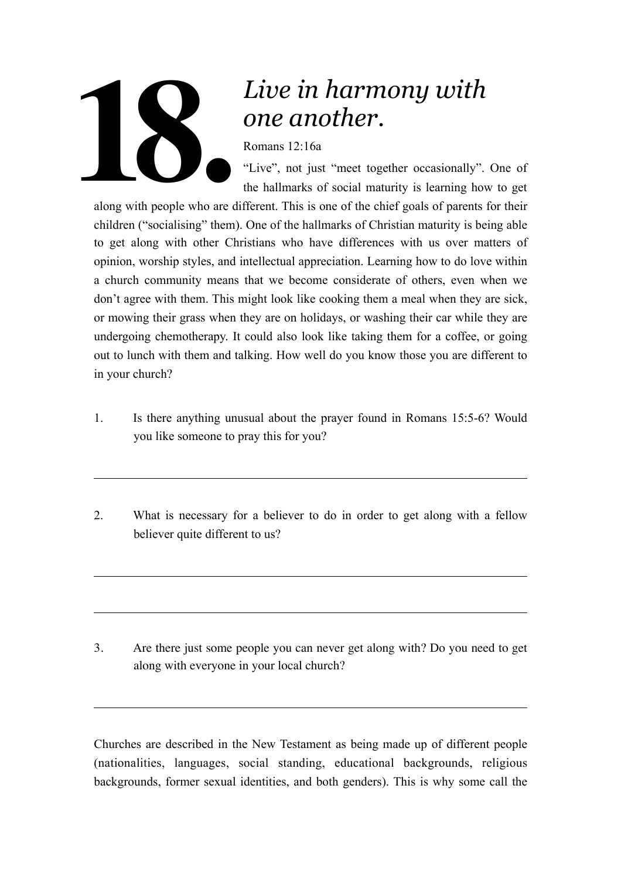# 18. *Live in harmony with one another.*

Romans 12:16a

"Live", not just "meet together occasionally". One of the hallmarks of social maturity is learning how to get along with people who are different. This is one of the chief goals of parents for their children ("socialising" them). One of the hallmarks of Christian maturity is being able to get along with other Christians who have differences with us over matters of opinion, worship styles, and intellectual appreciation. Learning how to do love within a church community means that we become considerate of others, even when we don't agree with them. This might look like cooking them a meal when they are sick, or mowing their grass when they are on holidays, or washing their car while they are undergoing chemotherapy. It could also look like taking them for a coffee, or going out to lunch with them and talking. How well do you know those you are different to in your church?

1. Is there anything unusual about the prayer found in Romans 15:5-6? Would you like someone to pray this for you?

---

2. What is necessary for a believer to do in order to get along with a fellow believer quite different to us?

---

---

3. Are there just some people you can never get along with? Do you need to get along with everyone in your local church?

---

Churches are described in the New Testament as being made up of different people (nationalities, languages, social standing, educational backgrounds, religious backgrounds, former sexual identities, and both genders). This is why some call the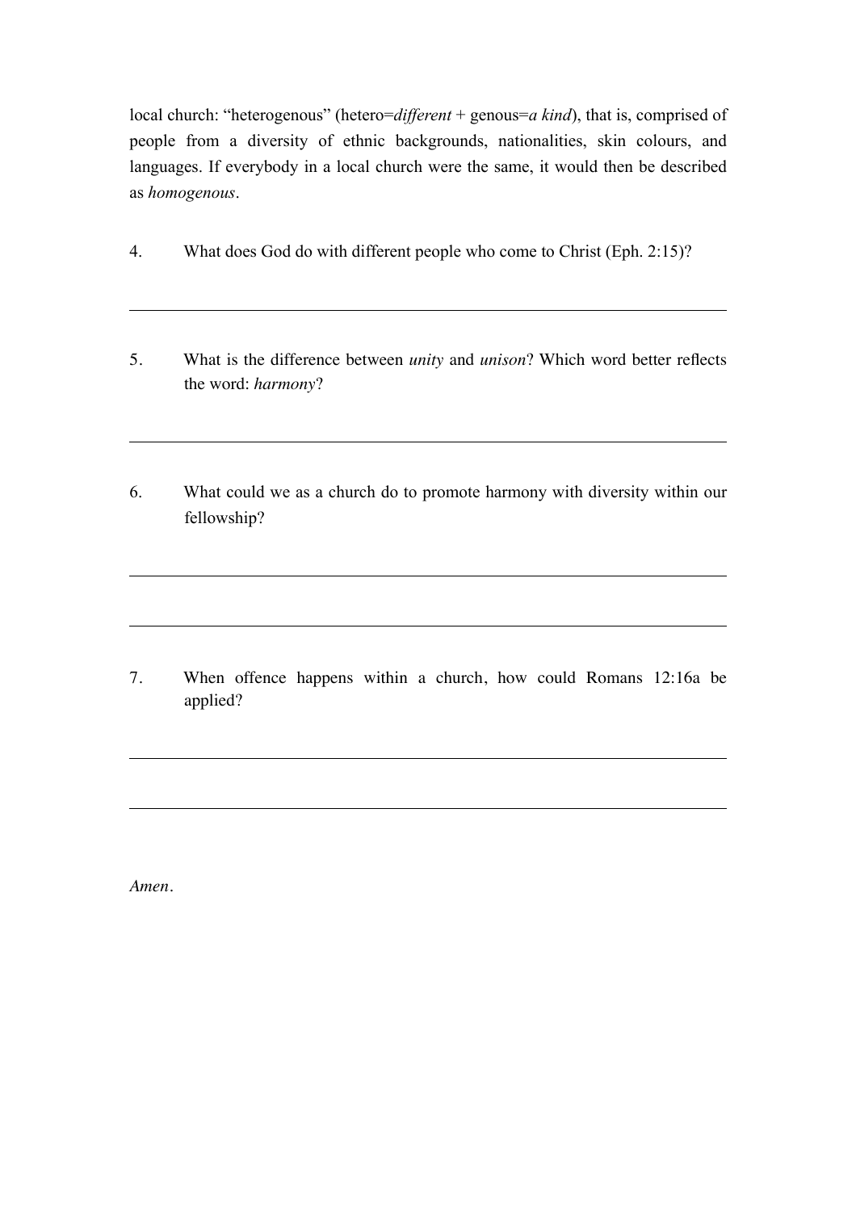local church: "heterogenous" (hetero=*different* + genous=*a kind*), that is, comprised of people from a diversity of ethnic backgrounds, nationalities, skin colours, and languages. If everybody in a local church were the same, it would then be described as *homogenous*.

4. What does God do with different people who come to Christ (Eph. 2:15)?

---

5. What is the difference between *unity* and *unison*? Which word better reflects the word: *harmony*?

---

6. What could we as a church do to promote harmony with diversity within our fellowship?

---

---

7. When offence happens within a church, how could Romans 12:16a be applied?

---

---

*Amen.*